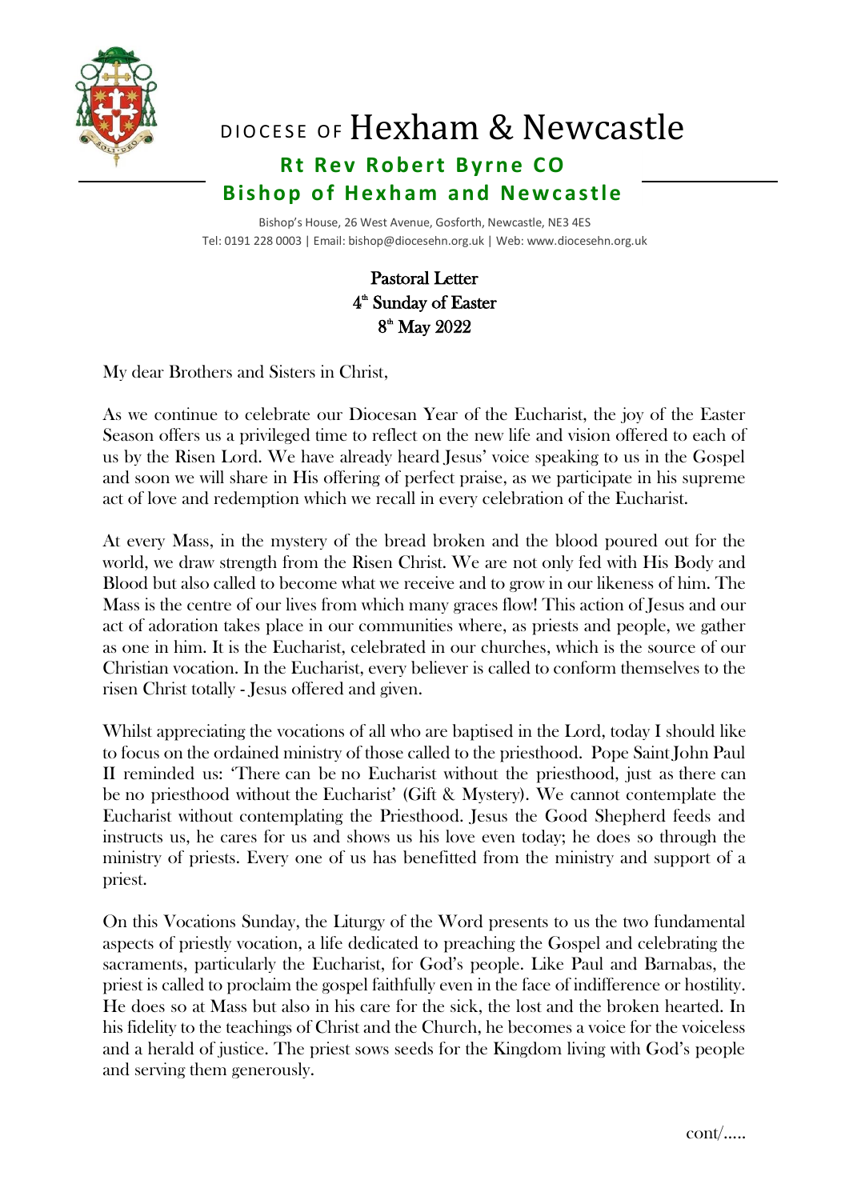# DIOCESE OF Hexham & Newcastle

## Rt Rev Robert Byrne CO
## Bishop of Hexham and Newcastle

Bishop's House, 26 West Avenue, Gosforth, Newcastle, NE3 4ES
Tel: 0191 228 0003 | Email: bishop@diocesehn.org.uk | Web: www.diocesehn.org.uk

**Pastoral Letter**
**4th Sunday of Easter**
**8th May 2022**

My dear Brothers and Sisters in Christ,

As we continue to celebrate our Diocesan Year of the Eucharist, the joy of the Easter Season offers us a privileged time to reflect on the new life and vision offered to each of us by the Risen Lord. We have already heard Jesus' voice speaking to us in the Gospel and soon we will share in His offering of perfect praise, as we participate in his supreme act of love and redemption which we recall in every celebration of the Eucharist.

At every Mass, in the mystery of the bread broken and the blood poured out for the world, we draw strength from the Risen Christ. We are not only fed with His Body and Blood but also called to become what we receive and to grow in our likeness of him. The Mass is the centre of our lives from which many graces flow! This action of Jesus and our act of adoration takes place in our communities where, as priests and people, we gather as one in him. It is the Eucharist, celebrated in our churches, which is the source of our Christian vocation. In the Eucharist, every believer is called to conform themselves to the risen Christ totally - Jesus offered and given.

Whilst appreciating the vocations of all who are baptised in the Lord, today I should like to focus on the ordained ministry of those called to the priesthood. Pope Saint John Paul II reminded us: 'There can be no Eucharist without the priesthood, just as there can be no priesthood without the Eucharist' (Gift & Mystery). We cannot contemplate the Eucharist without contemplating the Priesthood. Jesus the Good Shepherd feeds and instructs us, he cares for us and shows us his love even today; he does so through the ministry of priests. Every one of us has benefitted from the ministry and support of a priest.

On this Vocations Sunday, the Liturgy of the Word presents to us the two fundamental aspects of priestly vocation, a life dedicated to preaching the Gospel and celebrating the sacraments, particularly the Eucharist, for God's people. Like Paul and Barnabas, the priest is called to proclaim the gospel faithfully even in the face of indifference or hostility. He does so at Mass but also in his care for the sick, the lost and the broken hearted. In his fidelity to the teachings of Christ and the Church, he becomes a voice for the voiceless and a herald of justice. The priest sows seeds for the Kingdom living with God's people and serving them generously.

cont/.....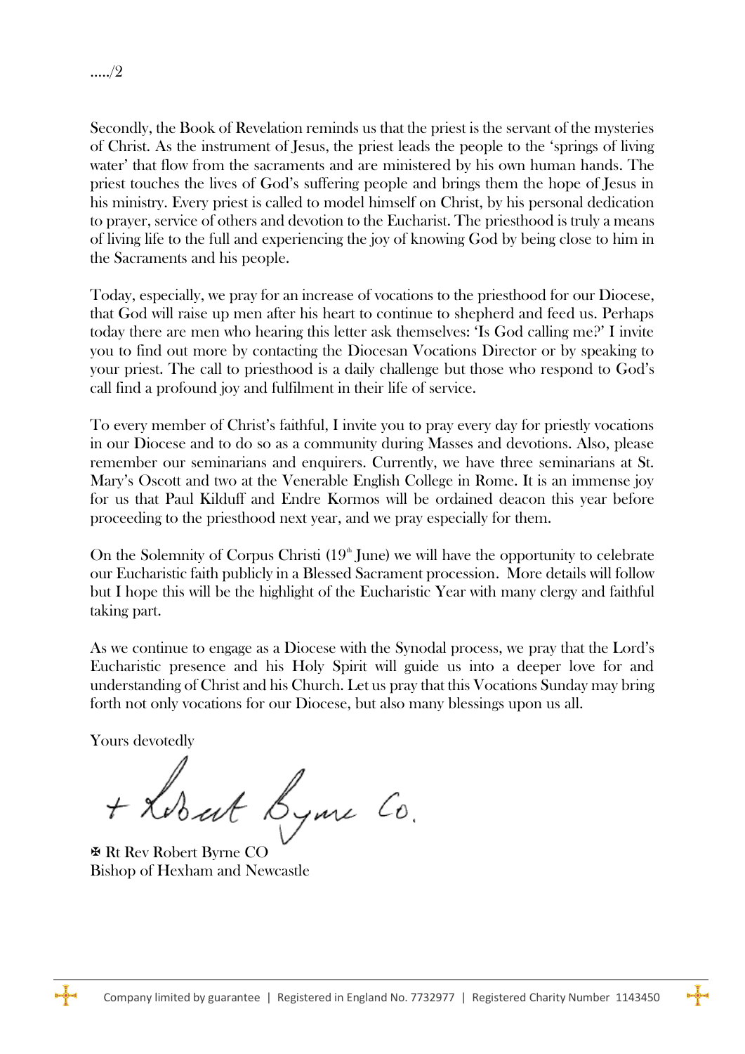Secondly, the Book of Revelation reminds us that the priest is the servant of the mysteries of Christ. As the instrument of Jesus, the priest leads the people to the 'springs of living water' that flow from the sacraments and are ministered by his own human hands. The priest touches the lives of God's suffering people and brings them the hope of Jesus in his ministry. Every priest is called to model himself on Christ, by his personal dedication to prayer, service of others and devotion to the Eucharist. The priesthood is truly a means of living life to the full and experiencing the joy of knowing God by being close to him in the Sacraments and his people.

Today, especially, we pray for an increase of vocations to the priesthood for our Diocese, that God will raise up men after his heart to continue to shepherd and feed us. Perhaps today there are men who hearing this letter ask themselves: 'Is God calling me?' I invite you to find out more by contacting the Diocesan Vocations Director or by speaking to your priest. The call to priesthood is a daily challenge but those who respond to God's call find a profound joy and fulfilment in their life of service.

To every member of Christ's faithful, I invite you to pray every day for priestly vocations in our Diocese and to do so as a community during Masses and devotions. Also, please remember our seminarians and enquirers. Currently, we have three seminarians at St. Mary's Oscott and two at the Venerable English College in Rome. It is an immense joy for us that Paul Kilduff and Endre Kormos will be ordained deacon this year before proceeding to the priesthood next year, and we pray especially for them.

On the Solemnity of Corpus Christi (19th June) we will have the opportunity to celebrate our Eucharistic faith publicly in a Blessed Sacrament procession. More details will follow but I hope this will be the highlight of the Eucharistic Year with many clergy and faithful taking part.

As we continue to engage as a Diocese with the Synodal process, we pray that the Lord's Eucharistic presence and his Holy Spirit will guide us into a deeper love for and understanding of Christ and his Church. Let us pray that this Vocations Sunday may bring forth not only vocations for our Diocese, but also many blessings upon us all.

Yours devotedly

+ Robert Byrne Co.

✠ Rt Rev Robert Byrne CO
Bishop of Hexham and Newcastle

Company limited by guarantee | Registered in England No. 7732977 | Registered Charity Number 1143450